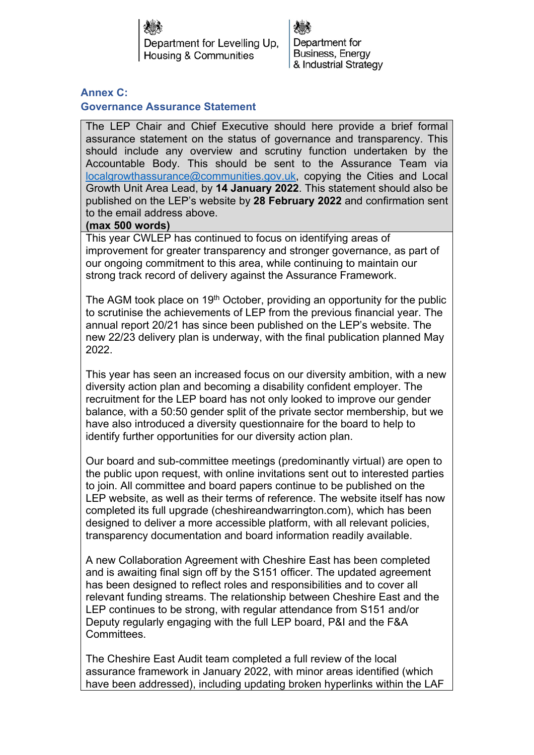Department for Levelling Up, Housing & Communities

Department for Business, Energy & Industrial Strategy

## Annex C:
## Governance Assurance Statement

| The LEP Chair and Chief Executive should here provide a brief formal assurance statement on the status of governance and transparency. This should include any overview and scrutiny function undertaken by the Accountable Body. This should be sent to the Assurance Team via localgrowthassurance@communities.gov.uk, copying the Cities and Local Growth Unit Area Lead, by **14 January 2022**. This statement should also be published on the LEP's website by **28 February 2022** and confirmation sent to the email address above. **(max 500 words)** |
|---|
| This year CWLEP has continued to focus on identifying areas of improvement for greater transparency and stronger governance, as part of our ongoing commitment to this area, while continuing to maintain our strong track record of delivery against the Assurance Framework.<br><br>The AGM took place on 19th October, providing an opportunity for the public to scrutinise the achievements of LEP from the previous financial year. The annual report 20/21 has since been published on the LEP's website. The new 22/23 delivery plan is underway, with the final publication planned May 2022.<br><br>This year has seen an increased focus on our diversity ambition, with a new diversity action plan and becoming a disability confident employer. The recruitment for the LEP board has not only looked to improve our gender balance, with a 50:50 gender split of the private sector membership, but we have also introduced a diversity questionnaire for the board to help to identify further opportunities for our diversity action plan.<br><br>Our board and sub-committee meetings (predominantly virtual) are open to the public upon request, with online invitations sent out to interested parties to join. All committee and board papers continue to be published on the LEP website, as well as their terms of reference. The website itself has now completed its full upgrade (cheshireandwarrington.com), which has been designed to deliver a more accessible platform, with all relevant policies, transparency documentation and board information readily available.<br><br>A new Collaboration Agreement with Cheshire East has been completed and is awaiting final sign off by the S151 officer. The updated agreement has been designed to reflect roles and responsibilities and to cover all relevant funding streams. The relationship between Cheshire East and the LEP continues to be strong, with regular attendance from S151 and/or Deputy regularly engaging with the full LEP board, P&I and the F&A Committees.<br><br>The Cheshire East Audit team completed a full review of the local assurance framework in January 2022, with minor areas identified (which have been addressed), including updating broken hyperlinks within the LAF |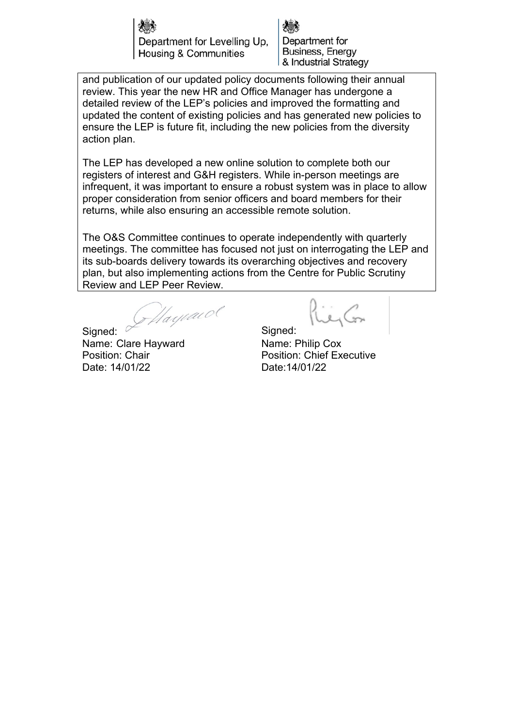and publication of our updated policy documents following their annual review. This year the new HR and Office Manager has undergone a detailed review of the LEP's policies and improved the formatting and updated the content of existing policies and has generated new policies to ensure the LEP is future fit, including the new policies from the diversity action plan.

The LEP has developed a new online solution to complete both our registers of interest and G&H registers. While in-person meetings are infrequent, it was important to ensure a robust system was in place to allow proper consideration from senior officers and board members for their returns, while also ensuring an accessible remote solution.

The O&S Committee continues to operate independently with quarterly meetings. The committee has focused not just on interrogating the LEP and its sub-boards delivery towards its overarching objectives and recovery plan, but also implementing actions from the Centre for Public Scrutiny Review and LEP Peer Review.

Signed:
Name: Clare Hayward
Position: Chair
Date: 14/01/22

Signed:
Name: Philip Cox
Position: Chief Executive
Date:14/01/22